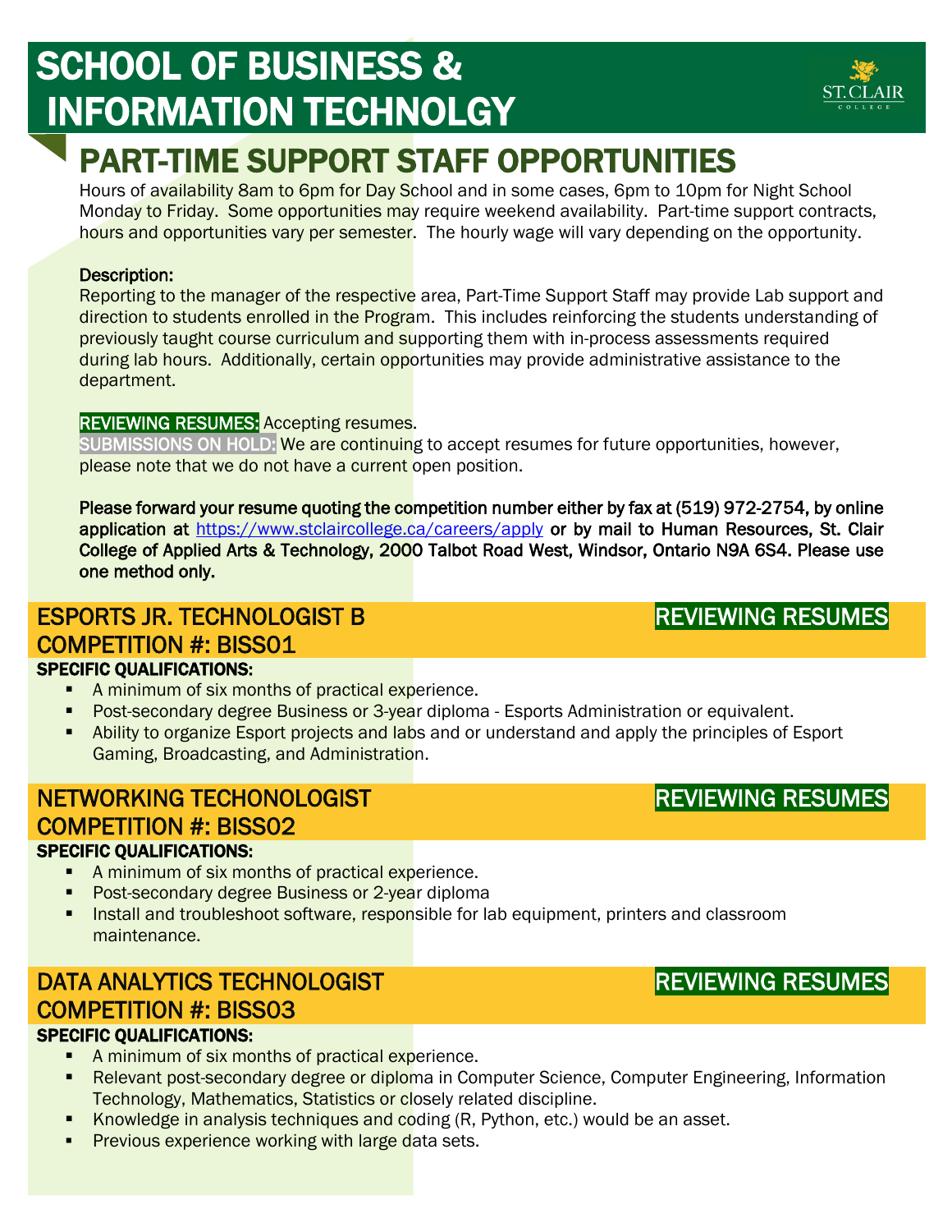# SCHOOL OF BUSINESS & INFORMATION TECHNOLGY

## PART-TIME SUPPORT STAFF OPPORTUNITIES

Hours of availability 8am to 6pm for Day School and in some cases, 6pm to 10pm for Night School Monday to Friday. Some opportunities may require weekend availability. Part-time support contracts, hours and opportunities vary per semester. The hourly wage will vary depending on the opportunity.

**Description:**

Reporting to the manager of the respective area, Part-Time Support Staff may provide Lab support and direction to students enrolled in the Program. This includes reinforcing the students understanding of previously taught course curriculum and supporting them with in-process assessments required during lab hours. Additionally, certain opportunities may provide administrative assistance to the department.

**REVIEWING RESUMES:** Accepting resumes.

**SUBMISSIONS ON HOLD:** We are continuing to accept resumes for future opportunities, however, please note that we do not have a current open position.

**Please forward your resume quoting the competition number either by fax at (519) 972-2754, by online application at https://www.stclaircollege.ca/careers/apply or by mail to Human Resources, St. Clair College of Applied Arts & Technology, 2000 Talbot Road West, Windsor, Ontario N9A 6S4. Please use one method only.**

### ESPORTS JR. TECHNOLOGIST B — REVIEWING RESUMES
### COMPETITION #: BISS01

**SPECIFIC QUALIFICATIONS:**

- A minimum of six months of practical experience.
- Post-secondary degree Business or 3-year diploma - Esports Administration or equivalent.
- Ability to organize Esport projects and labs and or understand and apply the principles of Esport Gaming, Broadcasting, and Administration.

### NETWORKING TECHONOLOGIST — REVIEWING RESUMES
### COMPETITION #: BISS02

**SPECIFIC QUALIFICATIONS:**

- A minimum of six months of practical experience.
- Post-secondary degree Business or 2-year diploma
- Install and troubleshoot software, responsible for lab equipment, printers and classroom maintenance.

### DATA ANALYTICS TECHNOLOGIST — REVIEWING RESUMES
### COMPETITION #: BISS03

**SPECIFIC QUALIFICATIONS:**

- A minimum of six months of practical experience.
- Relevant post-secondary degree or diploma in Computer Science, Computer Engineering, Information Technology, Mathematics, Statistics or closely related discipline.
- Knowledge in analysis techniques and coding (R, Python, etc.) would be an asset.
- Previous experience working with large data sets.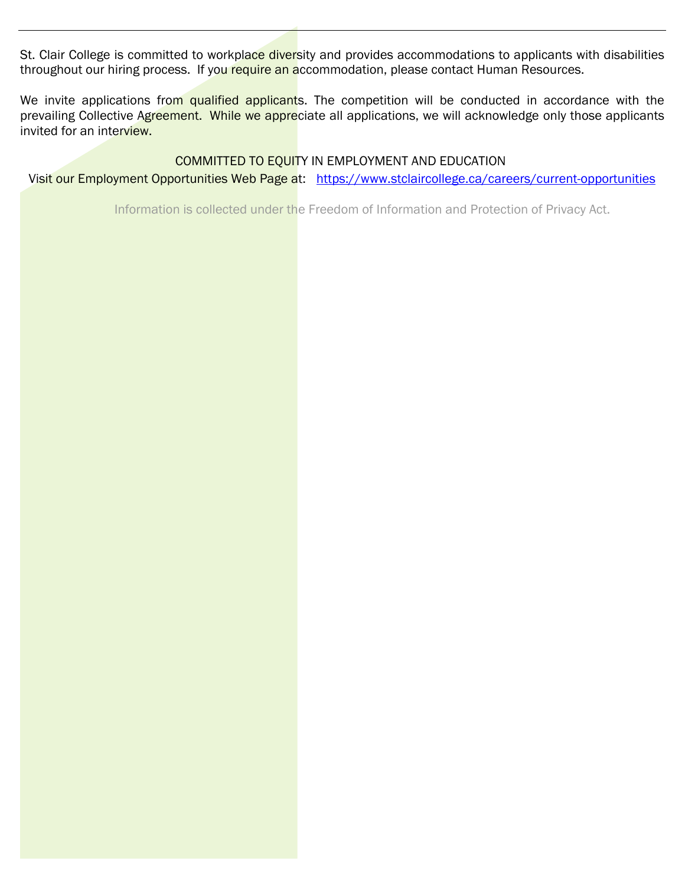St. Clair College is committed to workplace diversity and provides accommodations to applicants with disabilities throughout our hiring process. If you require an accommodation, please contact Human Resources.

We invite applications from qualified applicants. The competition will be conducted in accordance with the prevailing Collective Agreement. While we appreciate all applications, we will acknowledge only those applicants invited for an interview.

COMMITTED TO EQUITY IN EMPLOYMENT AND EDUCATION

Visit our Employment Opportunities Web Page at: https://www.stclaircollege.ca/careers/current-opportunities

Information is collected under the Freedom of Information and Protection of Privacy Act.